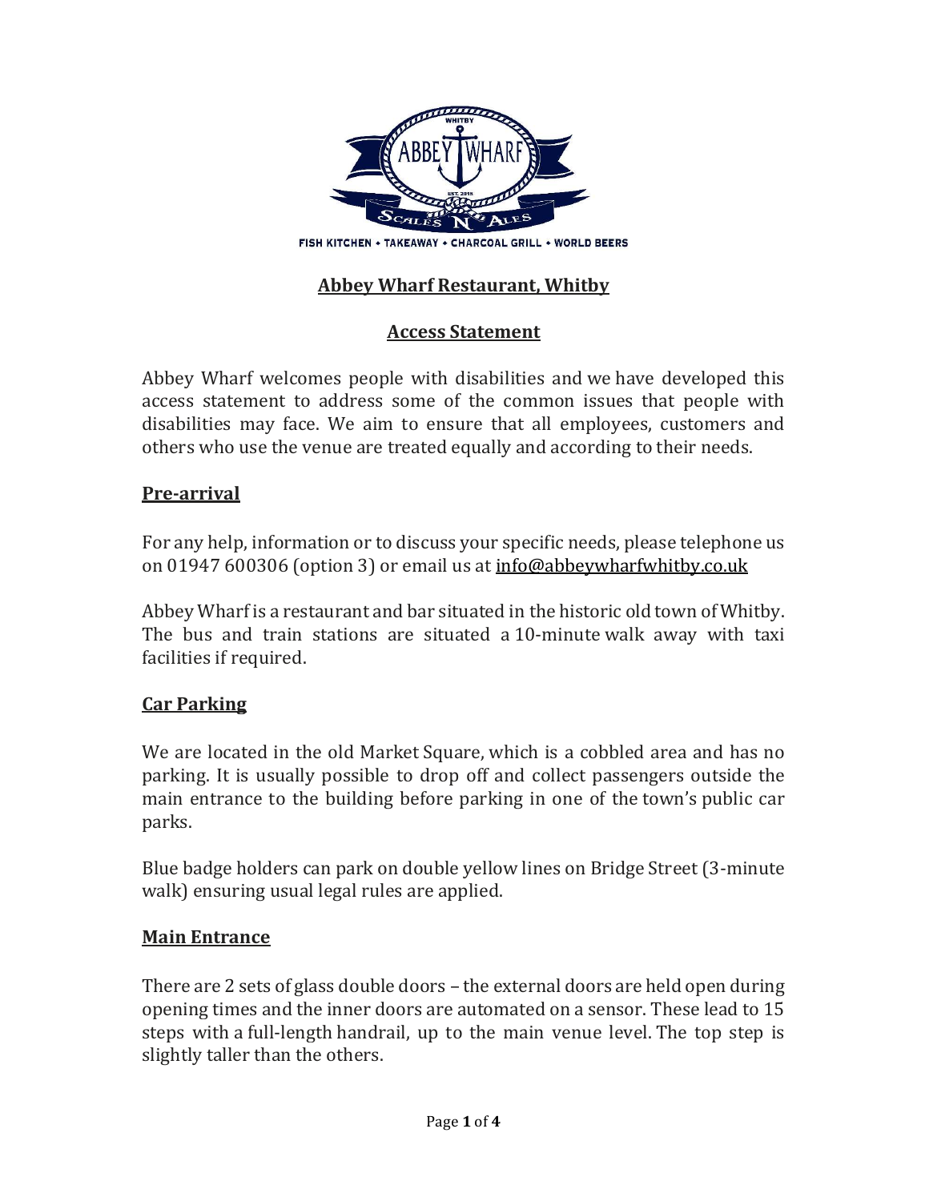# Abbey Wharf Restaurant, Whitby

## Access Statement

Abbey Wharf welcomes people with disabilities and we have developed this access statement to address some of the common issues that people with disabilities may face. We aim to ensure that all employees, customers and others who use the venue are treated equally and according to their needs.

### Pre-arrival

For any help, information or to discuss your specific needs, please telephone us on 01947 600306 (option 3) or email us at info@abbeywharfwhitby.co.uk

Abbey Wharf is a restaurant and bar situated in the historic old town of Whitby. The bus and train stations are situated a 10-minute walk away with taxi facilities if required.

### Car Parking

We are located in the old Market Square, which is a cobbled area and has no parking. It is usually possible to drop off and collect passengers outside the main entrance to the building before parking in one of the town's public car parks.

Blue badge holders can park on double yellow lines on Bridge Street (3-minute walk) ensuring usual legal rules are applied.

### Main Entrance

There are 2 sets of glass double doors – the external doors are held open during opening times and the inner doors are automated on a sensor. These lead to 15 steps with a full-length handrail, up to the main venue level. The top step is slightly taller than the others.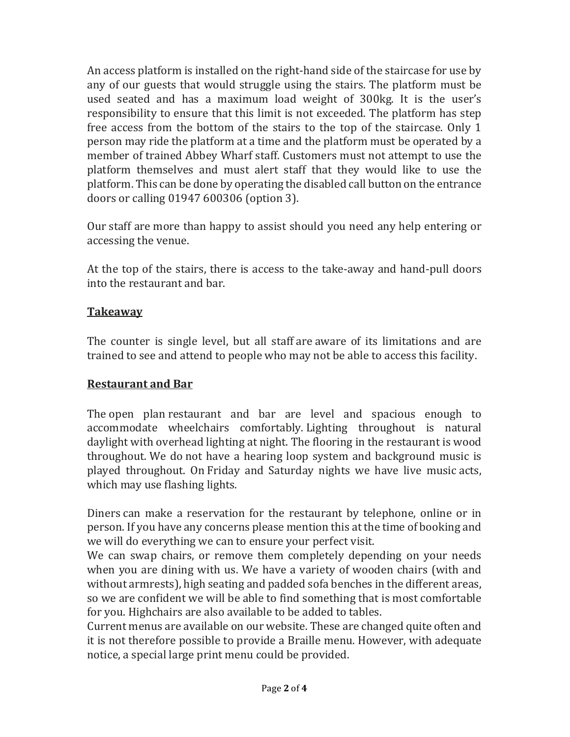An access platform is installed on the right-hand side of the staircase for use by any of our guests that would struggle using the stairs. The platform must be used seated and has a maximum load weight of 300kg. It is the user's responsibility to ensure that this limit is not exceeded. The platform has step free access from the bottom of the stairs to the top of the staircase. Only 1 person may ride the platform at a time and the platform must be operated by a member of trained Abbey Wharf staff. Customers must not attempt to use the platform themselves and must alert staff that they would like to use the platform. This can be done by operating the disabled call button on the entrance doors or calling 01947 600306 (option 3).

Our staff are more than happy to assist should you need any help entering or accessing the venue.

At the top of the stairs, there is access to the take-away and hand-pull doors into the restaurant and bar.

## Takeaway

The counter is single level, but all staff are aware of its limitations and are trained to see and attend to people who may not be able to access this facility.

## Restaurant and Bar

The open plan restaurant and bar are level and spacious enough to accommodate wheelchairs comfortably. Lighting throughout is natural daylight with overhead lighting at night. The flooring in the restaurant is wood throughout. We do not have a hearing loop system and background music is played throughout. On Friday and Saturday nights we have live music acts, which may use flashing lights.

Diners can make a reservation for the restaurant by telephone, online or in person. If you have any concerns please mention this at the time of booking and we will do everything we can to ensure your perfect visit.

We can swap chairs, or remove them completely depending on your needs when you are dining with us. We have a variety of wooden chairs (with and without armrests), high seating and padded sofa benches in the different areas, so we are confident we will be able to find something that is most comfortable for you. Highchairs are also available to be added to tables.

Current menus are available on our website. These are changed quite often and it is not therefore possible to provide a Braille menu. However, with adequate notice, a special large print menu could be provided.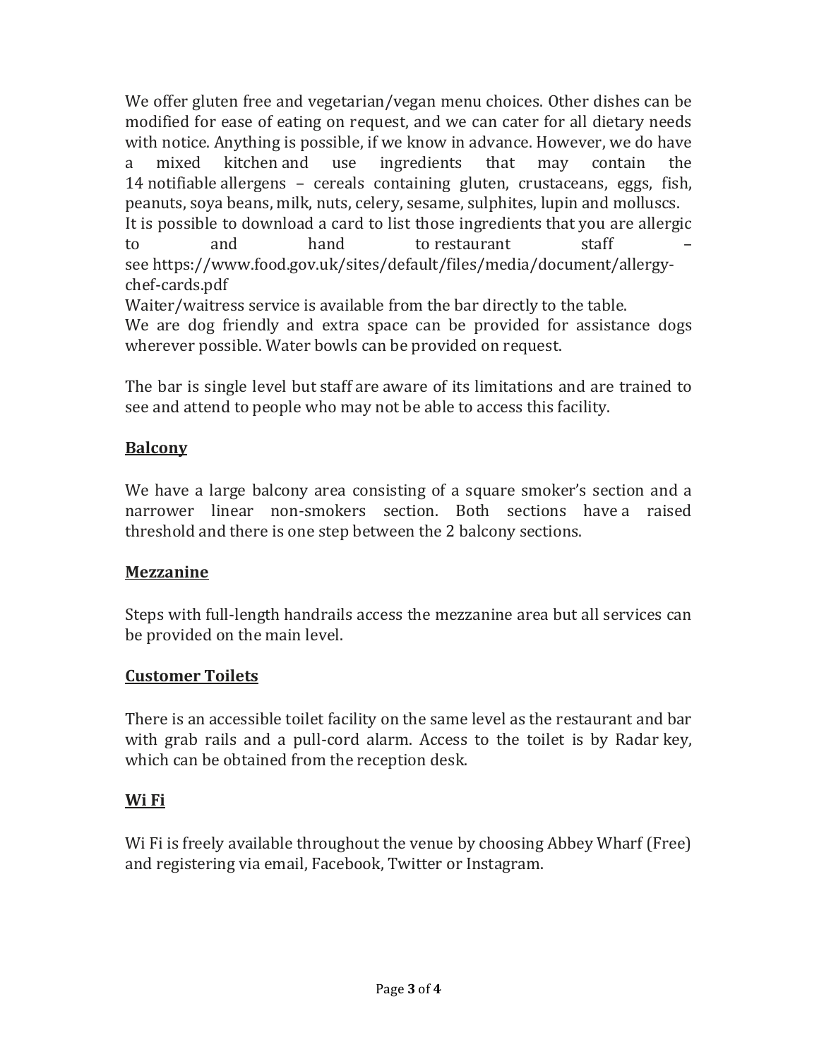We offer gluten free and vegetarian/vegan menu choices. Other dishes can be modified for ease of eating on request, and we can cater for all dietary needs with notice. Anything is possible, if we know in advance. However, we do have a mixed kitchen and use ingredients that may contain the 14 notifiable allergens – cereals containing gluten, crustaceans, eggs, fish, peanuts, soya beans, milk, nuts, celery, sesame, sulphites, lupin and molluscs.
It is possible to download a card to list those ingredients that you are allergic to and hand to restaurant staff – see https://www.food.gov.uk/sites/default/files/media/document/allergy-chef-cards.pdf
Waiter/waitress service is available from the bar directly to the table.
We are dog friendly and extra space can be provided for assistance dogs wherever possible. Water bowls can be provided on request.

The bar is single level but staff are aware of its limitations and are trained to see and attend to people who may not be able to access this facility.

## Balcony

We have a large balcony area consisting of a square smoker's section and a narrower linear non-smokers section. Both sections have a raised threshold and there is one step between the 2 balcony sections.

## Mezzanine

Steps with full-length handrails access the mezzanine area but all services can be provided on the main level.

## Customer Toilets

There is an accessible toilet facility on the same level as the restaurant and bar with grab rails and a pull-cord alarm. Access to the toilet is by Radar key, which can be obtained from the reception desk.

## Wi Fi

Wi Fi is freely available throughout the venue by choosing Abbey Wharf (Free) and registering via email, Facebook, Twitter or Instagram.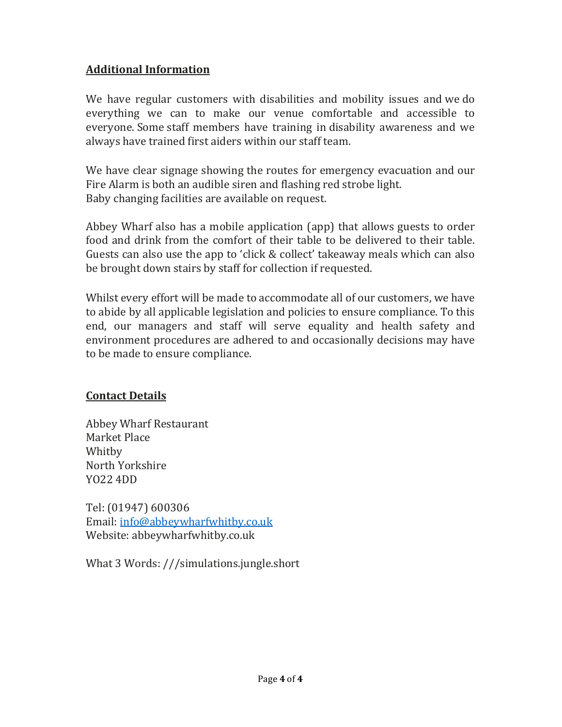## Additional Information

We have regular customers with disabilities and mobility issues and we do everything we can to make our venue comfortable and accessible to everyone. Some staff members have training in disability awareness and we always have trained first aiders within our staff team.

We have clear signage showing the routes for emergency evacuation and our Fire Alarm is both an audible siren and flashing red strobe light.
Baby changing facilities are available on request.

Abbey Wharf also has a mobile application (app) that allows guests to order food and drink from the comfort of their table to be delivered to their table. Guests can also use the app to 'click & collect' takeaway meals which can also be brought down stairs by staff for collection if requested.

Whilst every effort will be made to accommodate all of our customers, we have to abide by all applicable legislation and policies to ensure compliance. To this end, our managers and staff will serve equality and health safety and environment procedures are adhered to and occasionally decisions may have to be made to ensure compliance.

## Contact Details

Abbey Wharf Restaurant
Market Place
Whitby
North Yorkshire
YO22 4DD

Tel: (01947) 600306
Email: info@abbeywharfwhitby.co.uk
Website: abbeywharfwhitby.co.uk

What 3 Words: ///simulations.jungle.short